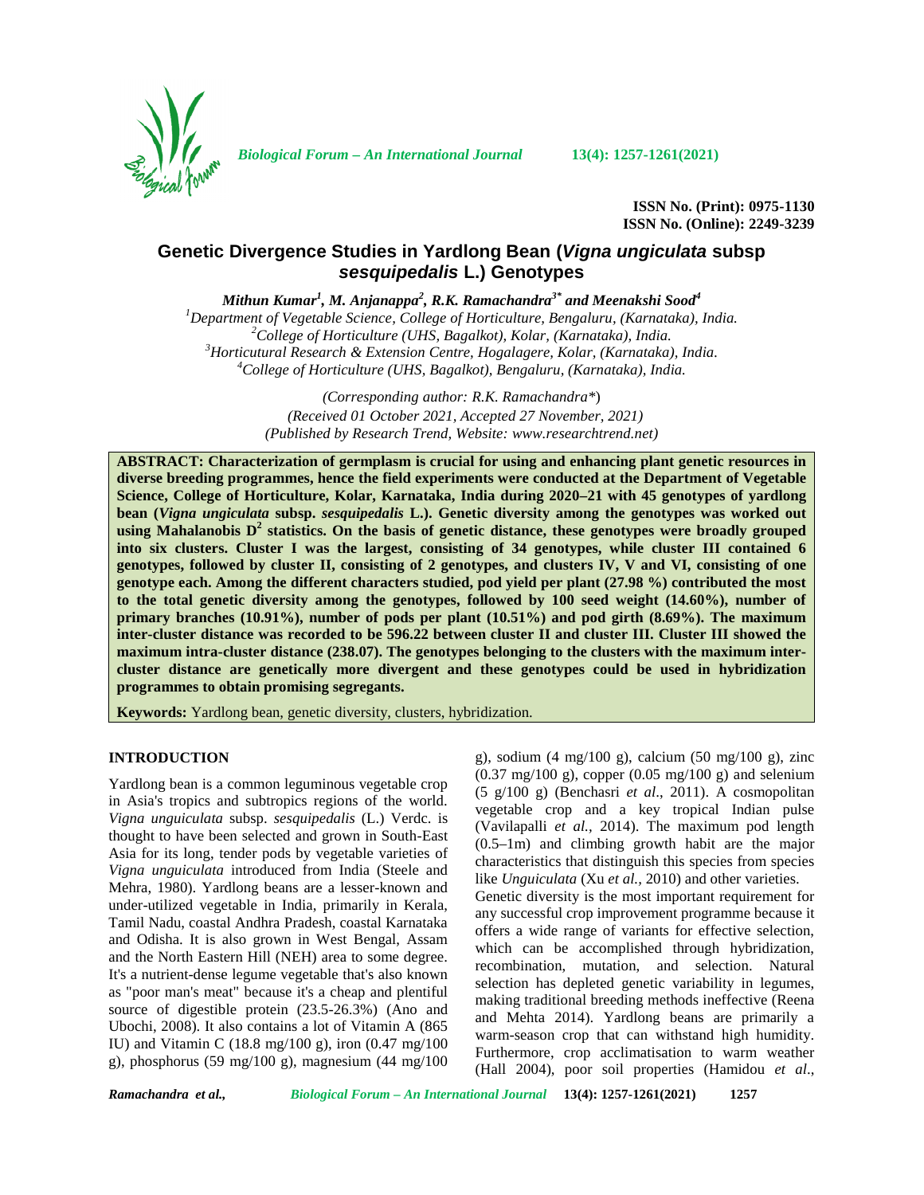**ISSN No. (Print): 0975-1130**
**ISSN No. (Online): 2249-3239**

# Genetic Divergence Studies in Yardlong Bean (*Vigna ungiculata* subsp *sesquipedalis* L.) Genotypes

*Mithun Kumar*[1], *M. Anjanappa*[2], *R.K. Ramachandra*[3*] *and Meenakshi Sood*[4]

[1]*Department of Vegetable Science, College of Horticulture, Bengaluru, (Karnataka), India.*
[2]*College of Horticulture (UHS, Bagalkot), Kolar, (Karnataka), India.*
[3]*Horticutural Research & Extension Centre, Hogalagere, Kolar, (Karnataka), India.*
[4]*College of Horticulture (UHS, Bagalkot), Bengaluru, (Karnataka), India.*

*(Corresponding author: R.K. Ramachandra\*)*
*(Received 01 October 2021, Accepted 27 November, 2021)*
*(Published by Research Trend, Website: www.researchtrend.net)*

**ABSTRACT: Characterization of germplasm is crucial for using and enhancing plant genetic resources in diverse breeding programmes, hence the field experiments were conducted at the Department of Vegetable Science, College of Horticulture, Kolar, Karnataka, India during 2020–21 with 45 genotypes of yardlong bean (*Vigna ungiculata* subsp. *sesquipedalis* L.). Genetic diversity among the genotypes was worked out using Mahalanobis $D^2$ statistics. On the basis of genetic distance, these genotypes were broadly grouped into six clusters. Cluster I was the largest, consisting of 34 genotypes, while cluster III contained 6 genotypes, followed by cluster II, consisting of 2 genotypes, and clusters IV, V and VI, consisting of one genotype each. Among the different characters studied, pod yield per plant (27.98 %) contributed the most to the total genetic diversity among the genotypes, followed by 100 seed weight (14.60%), number of primary branches (10.91%), number of pods per plant (10.51%) and pod girth (8.69%). The maximum inter-cluster distance was recorded to be 596.22 between cluster II and cluster III. Cluster III showed the maximum intra-cluster distance (238.07). The genotypes belonging to the clusters with the maximum inter-cluster distance are genetically more divergent and these genotypes could be used in hybridization programmes to obtain promising segregants.**

**Keywords:** Yardlong bean, genetic diversity, clusters, hybridization.

## INTRODUCTION

Yardlong bean is a common leguminous vegetable crop in Asia's tropics and subtropics regions of the world. *Vigna unguiculata* subsp. *sesquipedalis* (L.) Verdc. is thought to have been selected and grown in South-East Asia for its long, tender pods by vegetable varieties of *Vigna unguiculata* introduced from India (Steele and Mehra, 1980). Yardlong beans are a lesser-known and under-utilized vegetable in India, primarily in Kerala, Tamil Nadu, coastal Andhra Pradesh, coastal Karnataka and Odisha. It is also grown in West Bengal, Assam and the North Eastern Hill (NEH) area to some degree. It's a nutrient-dense legume vegetable that's also known as "poor man's meat" because it's a cheap and plentiful source of digestible protein (23.5-26.3%) (Ano and Ubochi, 2008). It also contains a lot of Vitamin A (865 IU) and Vitamin C (18.8 mg/100 g), iron (0.47 mg/100 g), phosphorus (59 mg/100 g), magnesium (44 mg/100 g), sodium (4 mg/100 g), calcium (50 mg/100 g), zinc (0.37 mg/100 g), copper (0.05 mg/100 g) and selenium (5 g/100 g) (Benchasri *et al*., 2011). A cosmopolitan vegetable crop and a key tropical Indian pulse (Vavilapalli *et al.,* 2014). The maximum pod length (0.5–1m) and climbing growth habit are the major characteristics that distinguish this species from species like *Unguiculata* (Xu *et al.,* 2010) and other varieties.

Genetic diversity is the most important requirement for any successful crop improvement programme because it offers a wide range of variants for effective selection, which can be accomplished through hybridization, recombination, mutation, and selection. Natural selection has depleted genetic variability in legumes, making traditional breeding methods ineffective (Reena and Mehta 2014). Yardlong beans are primarily a warm-season crop that can withstand high humidity. Furthermore, crop acclimatisation to warm weather (Hall 2004), poor soil properties (Hamidou *et al*.,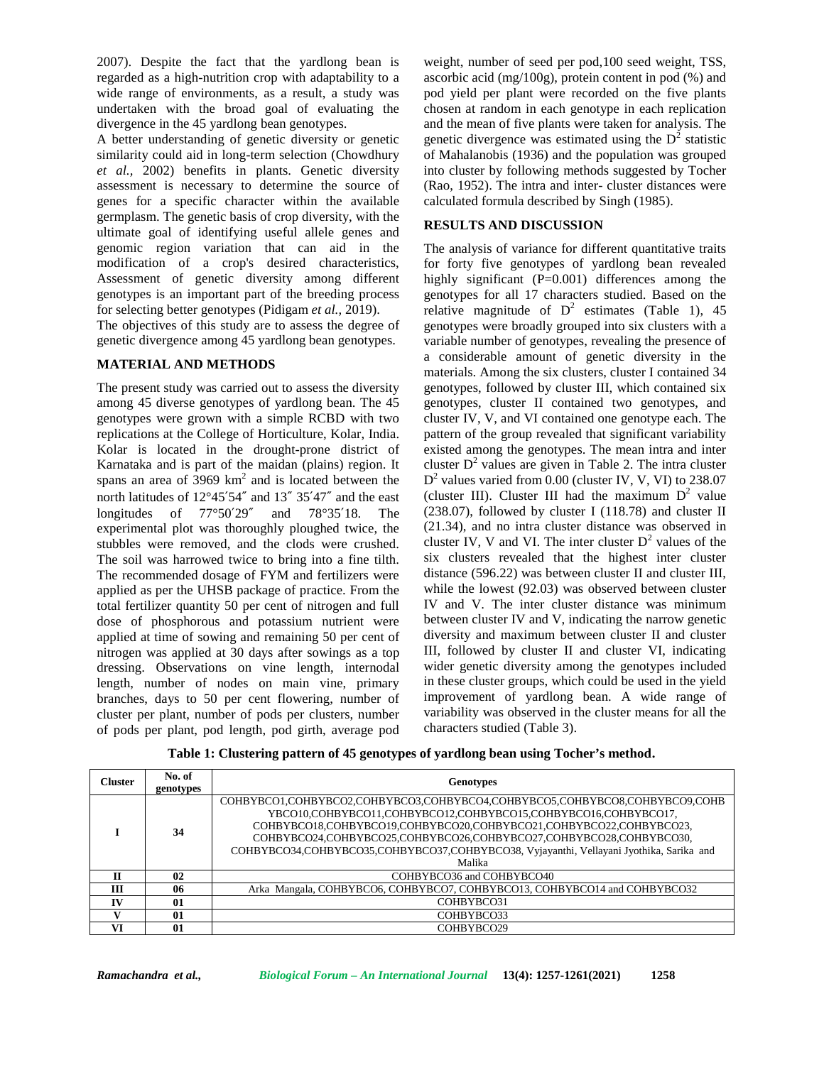2007). Despite the fact that the yardlong bean is regarded as a high-nutrition crop with adaptability to a wide range of environments, as a result, a study was undertaken with the broad goal of evaluating the divergence in the 45 yardlong bean genotypes.

A better understanding of genetic diversity or genetic similarity could aid in long-term selection (Chowdhury *et al.,* 2002) benefits in plants. Genetic diversity assessment is necessary to determine the source of genes for a specific character within the available germplasm. The genetic basis of crop diversity, with the ultimate goal of identifying useful allele genes and genomic region variation that can aid in the modification of a crop's desired characteristics, Assessment of genetic diversity among different genotypes is an important part of the breeding process for selecting better genotypes (Pidigam *et al.,* 2019).

The objectives of this study are to assess the degree of genetic divergence among 45 yardlong bean genotypes.

## MATERIAL AND METHODS

The present study was carried out to assess the diversity among 45 diverse genotypes of yardlong bean. The 45 genotypes were grown with a simple RCBD with two replications at the College of Horticulture, Kolar, India. Kolar is located in the drought-prone district of Karnataka and is part of the maidan (plains) region. It spans an area of 3969 km$^2$ and is located between the north latitudes of 12°45′54″ and 13″ 35′47″ and the east longitudes of 77°50′29″ and 78°35′18. The experimental plot was thoroughly ploughed twice, the stubbles were removed, and the clods were crushed. The soil was harrowed twice to bring into a fine tilth. The recommended dosage of FYM and fertilizers were applied as per the UHSB package of practice. From the total fertilizer quantity 50 per cent of nitrogen and full dose of phosphorous and potassium nutrient were applied at time of sowing and remaining 50 per cent of nitrogen was applied at 30 days after sowings as a top dressing. Observations on vine length, internodal length, number of nodes on main vine, primary branches, days to 50 per cent flowering, number of cluster per plant, number of pods per clusters, number of pods per plant, pod length, pod girth, average pod weight, number of seed per pod,100 seed weight, TSS, ascorbic acid (mg/100g), protein content in pod (%) and pod yield per plant were recorded on the five plants chosen at random in each genotype in each replication and the mean of five plants were taken for analysis. The genetic divergence was estimated using the D$^2$ statistic of Mahalanobis (1936) and the population was grouped into cluster by following methods suggested by Tocher (Rao, 1952). The intra and inter- cluster distances were calculated formula described by Singh (1985).

## RESULTS AND DISCUSSION

The analysis of variance for different quantitative traits for forty five genotypes of yardlong bean revealed highly significant (P=0.001) differences among the genotypes for all 17 characters studied. Based on the relative magnitude of D$^2$ estimates (Table 1), 45 genotypes were broadly grouped into six clusters with a variable number of genotypes, revealing the presence of a considerable amount of genetic diversity in the materials. Among the six clusters, cluster I contained 34 genotypes, followed by cluster III, which contained six genotypes, cluster II contained two genotypes, and cluster IV, V, and VI contained one genotype each. The pattern of the group revealed that significant variability existed among the genotypes. The mean intra and inter cluster D$^2$ values are given in Table 2. The intra cluster D$^2$ values varied from 0.00 (cluster IV, V, VI) to 238.07 (cluster III). Cluster III had the maximum D$^2$ value (238.07), followed by cluster I (118.78) and cluster II (21.34), and no intra cluster distance was observed in cluster IV, V and VI. The inter cluster D$^2$ values of the six clusters revealed that the highest inter cluster distance (596.22) was between cluster II and cluster III, while the lowest (92.03) was observed between cluster IV and V. The inter cluster distance was minimum between cluster IV and V, indicating the narrow genetic diversity and maximum between cluster II and cluster III, followed by cluster II and cluster VI, indicating wider genetic diversity among the genotypes included in these cluster groups, which could be used in the yield improvement of yardlong bean. A wide range of variability was observed in the cluster means for all the characters studied (Table 3).

**Table 1: Clustering pattern of 45 genotypes of yardlong bean using Tocher's method.**

| Cluster | No. of genotypes | Genotypes |
|---|---|---|
| **I** | **34** | COHBYBCO1,COHBYBCO2,COHBYBCO3,COHBYBCO4,COHBYBCO5,COHBYBCO8,COHBYBCO9,COHBYBCO10,COHBYBCO11,COHBYBCO12,COHBYBCO15,COHBYBCO16,COHBYBCO17, COHBYBCO18,COHBYBCO19,COHBYBCO20,COHBYBCO21,COHBYBCO22,COHBYBCO23, COHBYBCO24,COHBYBCO25,COHBYBCO26,COHBYBCO27,COHBYBCO28,COHBYBCO30, COHBYBCO34,COHBYBCO35,COHBYBCO37,COHBYBCO38, Vyjayanthi, Vellayani Jyothika, Sarika and Malika |
| **II** | **02** | COHBYBCO36 and COHBYBCO40 |
| **III** | **06** | Arka Mangala, COHBYBCO6, COHBYBCO7, COHBYBCO13, COHBYBCO14 and COHBYBCO32 |
| **IV** | **01** | COHBYBCO31 |
| **V** | **01** | COHBYBCO33 |
| **VI** | **01** | COHBYBCO29 |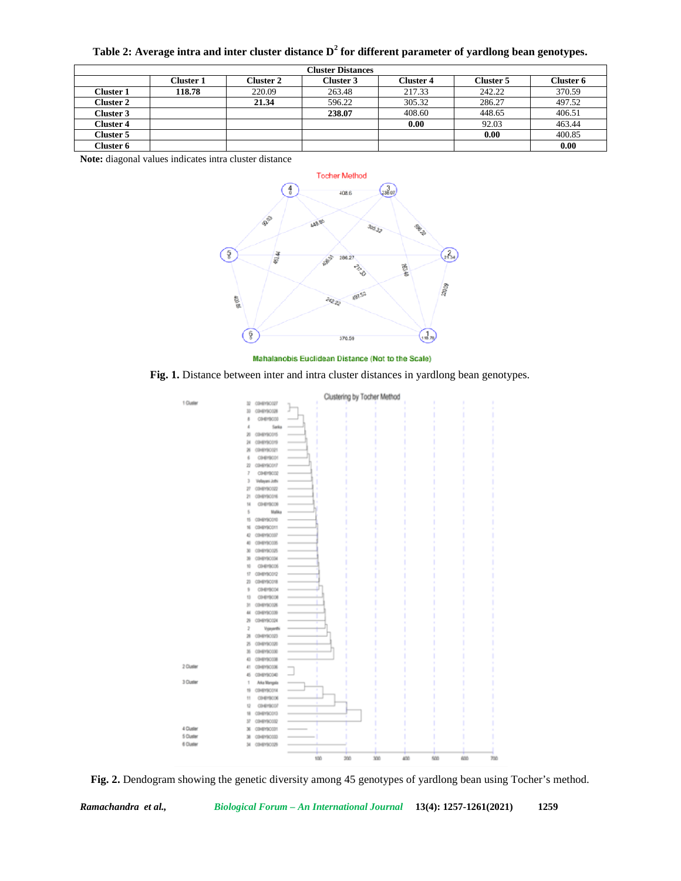**Table 2: Average intra and inter cluster distance $D^2$ for different parameter of yardlong bean genotypes.**

| Cluster Distances | | | | | | |
|---|---|---|---|---|---|---|
| | **Cluster 1** | **Cluster 2** | **Cluster 3** | **Cluster 4** | **Cluster 5** | **Cluster 6** |
| **Cluster 1** | **118.78** | 220.09 | 263.48 | 217.33 | 242.22 | 370.59 |
| **Cluster 2** | | **21.34** | 596.22 | 305.32 | 286.27 | 497.52 |
| **Cluster 3** | | | **238.07** | 408.60 | 448.65 | 406.51 |
| **Cluster 4** | | | | **0.00** | 92.03 | 463.44 |
| **Cluster 5** | | | | | **0.00** | 400.85 |
| **Cluster 6** | | | | | | **0.00** |

**Note:** diagonal values indicates intra cluster distance

**Fig. 1.** Distance between inter and intra cluster distances in yardlong bean genotypes.

**Fig. 2.** Dendogram showing the genetic diversity among 45 genotypes of yardlong bean using Tocher's method.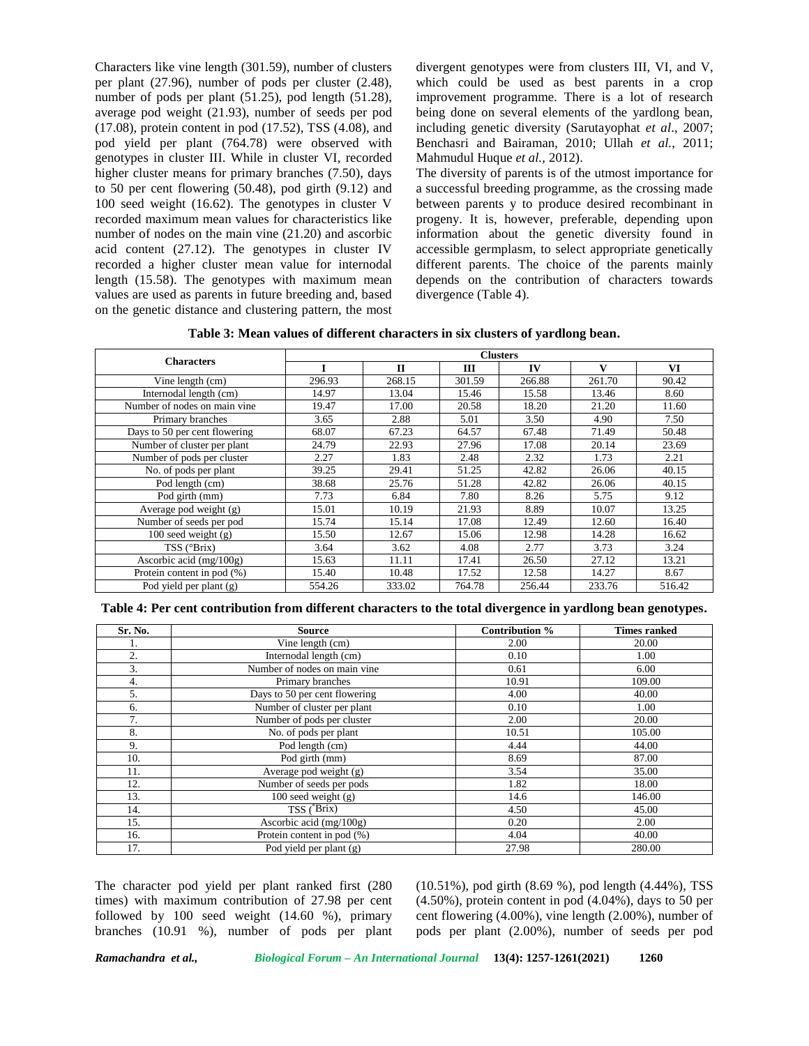Characters like vine length (301.59), number of clusters per plant (27.96), number of pods per cluster (2.48), number of pods per plant (51.25), pod length (51.28), average pod weight (21.93), number of seeds per pod (17.08), protein content in pod (17.52), TSS (4.08), and pod yield per plant (764.78) were observed with genotypes in cluster III. While in cluster VI, recorded higher cluster means for primary branches (7.50), days to 50 per cent flowering (50.48), pod girth (9.12) and 100 seed weight (16.62). The genotypes in cluster V recorded maximum mean values for characteristics like number of nodes on the main vine (21.20) and ascorbic acid content (27.12). The genotypes in cluster IV recorded a higher cluster mean value for internodal length (15.58). The genotypes with maximum mean values are used as parents in future breeding and, based on the genetic distance and clustering pattern, the most divergent genotypes were from clusters III, VI, and V, which could be used as best parents in a crop improvement programme. There is a lot of research being done on several elements of the yardlong bean, including genetic diversity (Sarutayophat *et al*., 2007; Benchasri and Bairaman, 2010; Ullah *et al.,* 2011; Mahmudul Huque *et al.,* 2012).

The diversity of parents is of the utmost importance for a successful breeding programme, as the crossing made between parents y to produce desired recombinant in progeny. It is, however, preferable, depending upon information about the genetic diversity found in accessible germplasm, to select appropriate genetically different parents. The choice of the parents mainly depends on the contribution of characters towards divergence (Table 4).

**Table 3: Mean values of different characters in six clusters of yardlong bean.**

| Characters | Clusters | | | | | |
|---|---|---|---|---|---|---|
| | I | II | III | IV | V | VI |
| Vine length (cm) | 296.93 | 268.15 | 301.59 | 266.88 | 261.70 | 90.42 |
| Internodal length (cm) | 14.97 | 13.04 | 15.46 | 15.58 | 13.46 | 8.60 |
| Number of nodes on main vine | 19.47 | 17.00 | 20.58 | 18.20 | 21.20 | 11.60 |
| Primary branches | 3.65 | 2.88 | 5.01 | 3.50 | 4.90 | 7.50 |
| Days to 50 per cent flowering | 68.07 | 67.23 | 64.57 | 67.48 | 71.49 | 50.48 |
| Number of cluster per plant | 24.79 | 22.93 | 27.96 | 17.08 | 20.14 | 23.69 |
| Number of pods per cluster | 2.27 | 1.83 | 2.48 | 2.32 | 1.73 | 2.21 |
| No. of pods per plant | 39.25 | 29.41 | 51.25 | 42.82 | 26.06 | 40.15 |
| Pod length (cm) | 38.68 | 25.76 | 51.28 | 42.82 | 26.06 | 40.15 |
| Pod girth (mm) | 7.73 | 6.84 | 7.80 | 8.26 | 5.75 | 9.12 |
| Average pod weight (g) | 15.01 | 10.19 | 21.93 | 8.89 | 10.07 | 13.25 |
| Number of seeds per pod | 15.74 | 15.14 | 17.08 | 12.49 | 12.60 | 16.40 |
| 100 seed weight (g) | 15.50 | 12.67 | 15.06 | 12.98 | 14.28 | 16.62 |
| TSS (°Brix) | 3.64 | 3.62 | 4.08 | 2.77 | 3.73 | 3.24 |
| Ascorbic acid (mg/100g) | 15.63 | 11.11 | 17.41 | 26.50 | 27.12 | 13.21 |
| Protein content in pod (%) | 15.40 | 10.48 | 17.52 | 12.58 | 14.27 | 8.67 |
| Pod yield per plant (g) | 554.26 | 333.02 | 764.78 | 256.44 | 233.76 | 516.42 |

**Table 4: Per cent contribution from different characters to the total divergence in yardlong bean genotypes.**

| Sr. No. | Source | Contribution % | Times ranked |
|---|---|---|---|
| 1. | Vine length (cm) | 2.00 | 20.00 |
| 2. | Internodal length (cm) | 0.10 | 1.00 |
| 3. | Number of nodes on main vine | 0.61 | 6.00 |
| 4. | Primary branches | 10.91 | 109.00 |
| 5. | Days to 50 per cent flowering | 4.00 | 40.00 |
| 6. | Number of cluster per plant | 0.10 | 1.00 |
| 7. | Number of pods per cluster | 2.00 | 20.00 |
| 8. | No. of pods per plant | 10.51 | 105.00 |
| 9. | Pod length (cm) | 4.44 | 44.00 |
| 10. | Pod girth (mm) | 8.69 | 87.00 |
| 11. | Average pod weight (g) | 3.54 | 35.00 |
| 12. | Number of seeds per pods | 1.82 | 18.00 |
| 13. | 100 seed weight (g) | 14.6 | 146.00 |
| 14. | TSS (°Brix) | 4.50 | 45.00 |
| 15. | Ascorbic acid (mg/100g) | 0.20 | 2.00 |
| 16. | Protein content in pod (%) | 4.04 | 40.00 |
| 17. | Pod yield per plant (g) | 27.98 | 280.00 |

The character pod yield per plant ranked first (280 times) with maximum contribution of 27.98 per cent followed by 100 seed weight (14.60 %), primary branches (10.91 %), number of pods per plant (10.51%), pod girth (8.69 %), pod length (4.44%), TSS (4.50%), protein content in pod (4.04%), days to 50 per cent flowering (4.00%), vine length (2.00%), number of pods per plant (2.00%), number of seeds per pod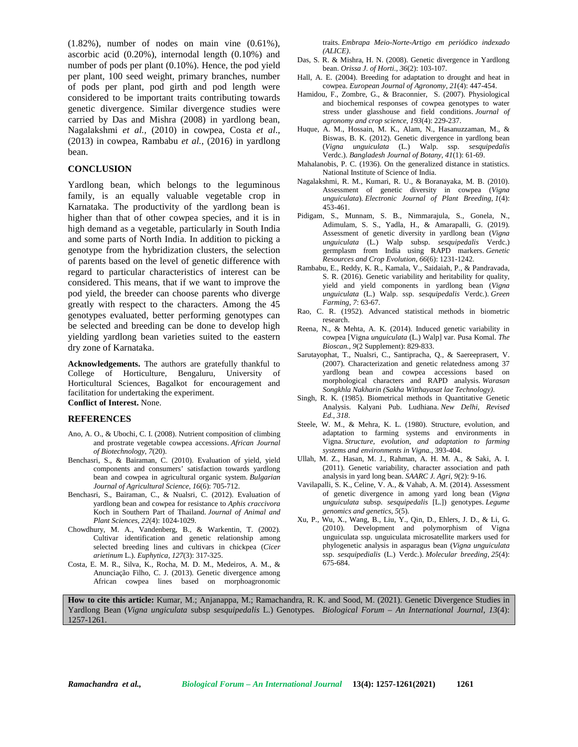(1.82%), number of nodes on main vine (0.61%), ascorbic acid (0.20%), internodal length (0.10%) and number of pods per plant (0.10%). Hence, the pod yield per plant, 100 seed weight, primary branches, number of pods per plant, pod girth and pod length were considered to be important traits contributing towards genetic divergence. Similar divergence studies were carried by Das and Mishra (2008) in yardlong bean, Nagalakshmi *et al.,* (2010) in cowpea, Costa *et al*., (2013) in cowpea, Rambabu *et al.,* (2016) in yardlong bean.

## CONCLUSION

Yardlong bean, which belongs to the leguminous family, is an equally valuable vegetable crop in Karnataka. The productivity of the yardlong bean is higher than that of other cowpea species, and it is in high demand as a vegetable, particularly in South India and some parts of North India. In addition to picking a genotype from the hybridization clusters, the selection of parents based on the level of genetic difference with regard to particular characteristics of interest can be considered. This means, that if we want to improve the pod yield, the breeder can choose parents who diverge greatly with respect to the characters. Among the 45 genotypes evaluated, better performing genotypes can be selected and breeding can be done to develop high yielding yardlong bean varieties suited to the eastern dry zone of Karnataka.

**Acknowledgements.** The authors are gratefully thankful to College of Horticulture, Bengaluru, University of Horticultural Sciences, Bagalkot for encouragement and facilitation for undertaking the experiment.
**Conflict of Interest.** None.

## REFERENCES

Ano, A. O., & Ubochi, C. I. (2008). Nutrient composition of climbing and prostrate vegetable cowpea accessions. *African Journal of Biotechnology*, *7*(20).

Benchasri, S., & Bairaman, C. (2010). Evaluation of yield, yield components and consumers' satisfaction towards yardlong bean and cowpea in agricultural organic system. *Bulgarian Journal of Agricultural Science*, *16*(6): 705-712.

Benchasri, S., Bairaman, C., & Nualsri, C. (2012). Evaluation of yardlong bean and cowpea for resistance to *Aphis craccivora* Koch in Southern Part of Thailand. *Journal of Animal and Plant Sciences*, *22*(4): 1024-1029.

Chowdhury, M. A., Vandenberg, B., & Warkentin, T. (2002). Cultivar identification and genetic relationship among selected breeding lines and cultivars in chickpea (*Cicer arietinum* L.). *Euphytica*, *127*(3): 317-325.

Costa, E. M. R., Silva, K., Rocha, M. D. M., Medeiros, A. M., & Anunciação Filho, C. J. (2013). Genetic divergence among African cowpea lines based on morphoagronomic traits. *Embrapa Meio-Norte-Artigo em periódico indexado (ALICE)*.

Das, S. R. & Mishra, H. N. (2008). Genetic divergence in Yardlong bean. *Orissa J. of Horti*., *36*(2): 103-107.

Hall, A. E. (2004). Breeding for adaptation to drought and heat in cowpea. *European Journal of Agronomy*, *21*(4): 447-454.

Hamidou, F., Zombre, G., & Braconnier, S. (2007). Physiological and biochemical responses of cowpea genotypes to water stress under glasshouse and field conditions. *Journal of agronomy and crop science*, *193*(4): 229-237.

Huque, A. M., Hossain, M. K., Alam, N., Hasanuzzaman, M., & Biswas, B. K. (2012). Genetic divergence in yardlong bean (*Vigna unguiculata* (L.) Walp. ssp. *sesquipedalis* Verdc.). *Bangladesh Journal of Botany*, *41*(1): 61-69.

Mahalanobis, P. C. (1936). On the generalized distance in statistics. National Institute of Science of India.

Nagalakshmi, R. M., Kumari, R. U., & Boranayaka, M. B. (2010). Assessment of genetic diversity in cowpea (*Vigna unguiculata*). *Electronic Journal of Plant Breeding*, *1*(4): 453-461.

Pidigam, S., Munnam, S. B., Nimmarajula, S., Gonela, N., Adimulam, S. S., Yadla, H., & Amarapalli, G. (2019). Assessment of genetic diversity in yardlong bean (*Vigna unguiculata* (L.) Walp subsp. *sesquipedalis* Verdc.) germplasm from India using RAPD markers. *Genetic Resources and Crop Evolution*, *66*(6): 1231-1242.

Rambabu, E., Reddy, K. R., Kamala, V., Saidaiah, P., & Pandravada, S. R. (2016). Genetic variability and heritability for quality, yield and yield components in yardlong bean (*Vigna unguiculata* (L.) Walp. ssp. *sesquipedalis* Verdc.). *Green Farming*, *7*: 63-67.

Rao, C. R. (1952). Advanced statistical methods in biometric research.

Reena, N., & Mehta, A. K. (2014). Induced genetic variability in cowpea [Vigna *unguiculata* (L.) Walp] var. Pusa Komal. *The Bioscan.*, *9*(2 Supplement): 829-833.

Sarutayophat, T., Nualsri, C., Santipracha, Q., & Saereeprasert, V. (2007). Characterization and genetic relatedness among 37 yardlong bean and cowpea accessions based on morphological characters and RAPD analysis. *Warasan Songkhla Nakharin (Sakha Witthayasat lae Technology)*.

Singh, R. K. (1985). Biometrical methods in Quantitative Genetic Analysis. Kalyani Pub. Ludhiana. *New Delhi, Revised Ed*., *318*.

Steele, W. M., & Mehra, K. L. (1980). Structure, evolution, and adaptation to farming systems and environments in Vigna. *Structure, evolution, and adaptation to farming systems and environments in Vigna.*, 393-404.

Ullah, M. Z., Hasan, M. J., Rahman, A. H. M. A., & Saki, A. I. (2011). Genetic variability, character association and path analysis in yard long bean. *SAARC J. Agri*, *9*(2): 9-16.

Vavilapalli, S. K., Celine, V. A., & Vahab, A. M. (2014). Assessment of genetic divergence in among yard long bean (*Vigna unguiculata* subsp. *sesquipedalis* [L.]) genotypes. *Legume genomics and genetics*, *5*(5).

Xu, P., Wu, X., Wang, B., Liu, Y., Qin, D., Ehlers, J. D., & Li, G. (2010). Development and polymorphism of Vigna unguiculata ssp. unguiculata microsatellite markers used for phylogenetic analysis in asparagus bean (*Vigna unguiculata* ssp. *sesquipedialis* (L.) Verdc.). *Molecular breeding*, *25*(4): 675-684.

**How to cite this article:** Kumar, M.; Anjanappa, M.; Ramachandra, R. K. and Sood, M. (2021). Genetic Divergence Studies in Yardlong Bean (*Vigna ungiculata* subsp *sesquipedalis* L.) Genotypes*. Biological Forum – An International Journal, 13*(4): 1257-1261.